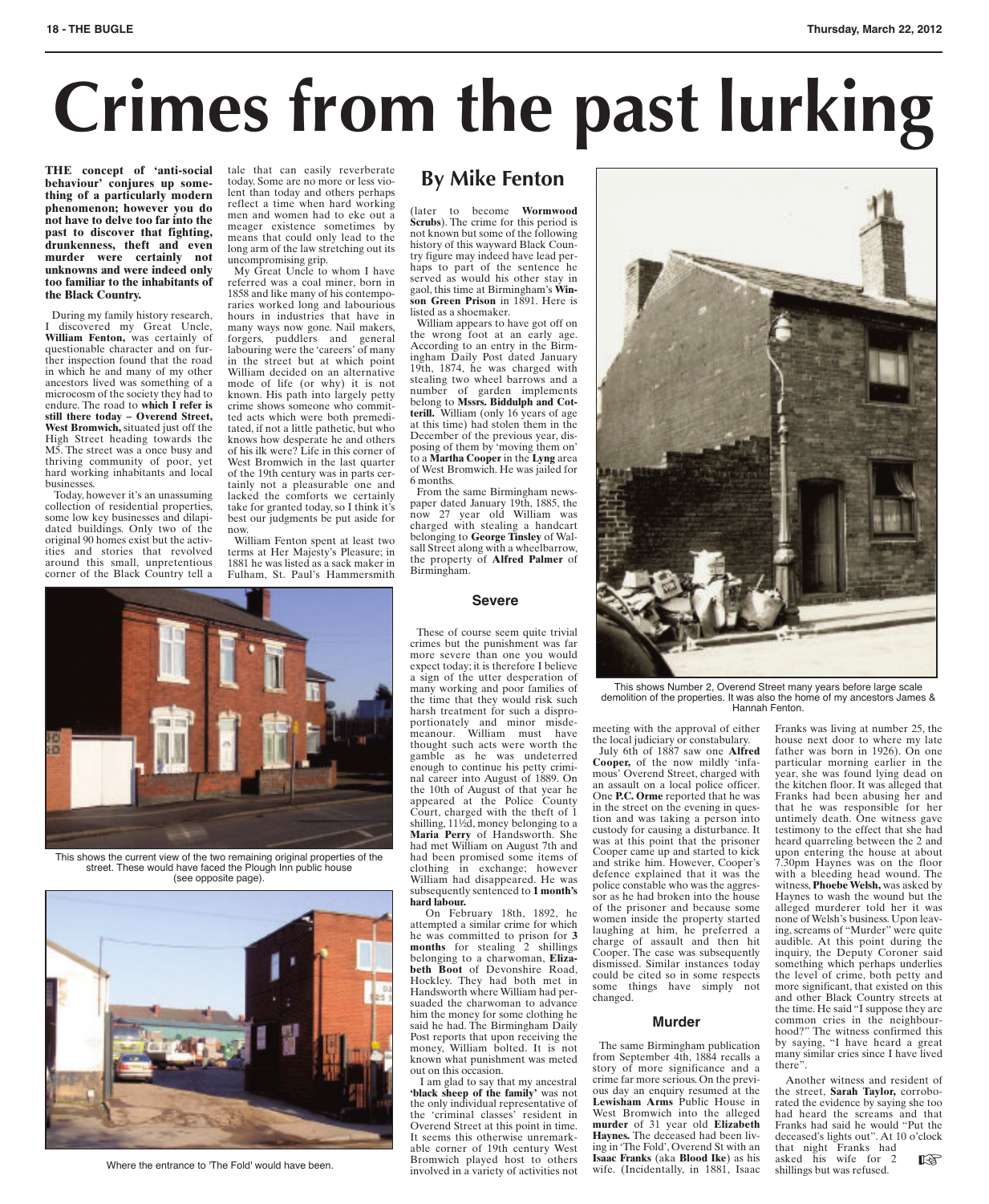# Crimes from the past lurking

## By Mike Fenton

**THE concept of 'anti-social behaviour' conjures up something of a particularly modern phenomenon; however you do not have to delve too far into the past to discover that fighting, drunkenness, theft and even murder were certainly not unknowns and were indeed only too familiar to the inhabitants of the Black Country.**

During my family history research, I discovered my Great Uncle, **William Fenton,** was certainly of questionable character and on further inspection found that the road in which he and many of my other ancestors lived was something of a microcosm of the society they had to endure. The road to **which I refer is still there today – Overend Street, West Bromwich,** situated just off the High Street heading towards the M5. The street was a once busy and thriving community of poor, yet hard working inhabitants and local businesses.

Today, however it's an unassuming collection of residential properties, some low key businesses and dilapidated buildings. Only two of the original 90 homes exist but the activities and stories that revolved around this small, unpretentious corner of the Black Country tell a tale that can easily reverberate today. Some are no more or less violent than today and others perhaps reflect a time when hard working men and women had to eke out a meager existence sometimes by means that could only lead to the long arm of the law stretching out its uncompromising grip.

My Great Uncle to whom I have referred was a coal miner, born in 1858 and like many of his contemporaries worked long and labourious hours in industries that have in many ways now gone. Nail makers, forgers, puddlers and general labouring were the 'careers' of many in the street but at which point William decided on an alternative mode of life (or why) it is not known. His path into largely petty crime shows someone who committed acts which were both premeditated, if not a little pathetic, but who knows how desperate he and others of his ilk were? Life in this corner of West Bromwich in the last quarter of the 19th century was in parts certainly not a pleasurable one and lacked the comforts we certainly take for granted today, so I think it's best our judgments be put aside for now.

William Fenton spent at least two terms at Her Majesty's Pleasure; in 1881 he was listed as a sack maker in Fulham, St. Paul's Hammersmith (later to become **Wormwood Scrubs**). The crime for this period is not known but some of the following history of this wayward Black Country figure may indeed have lead perhaps to part of the sentence he served as would his other stay in gaol, this time at Birmingham's **Winson Green Prison** in 1891. Here is listed as a shoemaker.

William appears to have got off on the wrong foot at an early age. According to an entry in the Birmingham Daily Post dated January 19th, 1874, he was charged with stealing two wheel barrows and a number of garden implements belong to **Mssrs. Biddulph and Cotterill.** William (only 16 years of age at this time) had stolen them in the December of the previous year, disposing of them by 'moving them on' to a **Martha Cooper** in the **Lyng** area of West Bromwich. He was jailed for 6 months.

From the same Birmingham newspaper dated January 19th, 1885, the now 27 year old William was charged with stealing a handcart belonging to **George Tinsley** of Walsall Street along with a wheelbarrow, the property of **Alfred Palmer** of Birmingham.

This shows the current view of the two remaining original properties of the street. These would have faced the Plough Inn public house (see opposite page).

Where the entrance to 'The Fold' would have been.

### Severe

These of course seem quite trivial crimes but the punishment was far more severe than one you would expect today; it is therefore I believe a sign of the utter desperation of many working and poor families of the time that they would risk such harsh treatment for such a disproportionately and minor misdemeanour. William must have thought such acts were worth the gamble as he was undeterred enough to continue his petty criminal career into August of 1889. On the 10th of August of that year he appeared at the Police County Court, charged with the theft of 1 shilling, 11½d, money belonging to a **Maria Perry** of Handsworth. She had met William on August 7th and had been promised some items of clothing in exchange; however William had disappeared. He was subsequently sentenced to **1 month's hard labour.**

On February 18th, 1892, he attempted a similar crime for which he was committed to prison for **3 months** for stealing 2 shillings belonging to a charwoman, **Elizabeth Boot** of Devonshire Road, Hockley. They had both met in Handsworth where William had persuaded the charwoman to advance him the money for some clothing he said he had. The Birmingham Daily Post reports that upon receiving the money, William bolted. It is not known what punishment was meted out on this occasion.

I am glad to say that my ancestral **'black sheep of the family'** was not the only individual representative of the 'criminal classes' resident in Overend Street at this point in time. It seems this otherwise unremarkable corner of 19th century West Bromwich played host to others involved in a variety of activities not meeting with the approval of either the local judiciary or constabulary.

This shows Number 2, Overend Street many years before large scale demolition of the properties. It was also the home of my ancestors James & Hannah Fenton.

July 6th of 1887 saw one **Alfred Cooper,** of the now mildly 'infamous' Overend Street, charged with an assault on a local police officer. One **P.C. Orme** reported that he was in the street on the evening in question and was taking a person into custody for causing a disturbance. It was at this point that the prisoner Cooper came up and started to kick and strike him. However, Cooper's defence explained that it was the police constable who was the aggressor as he had broken into the house of the prisoner and because some women inside the property started laughing at him, he preferred a charge of assault and then hit Cooper. The case was subsequently dismissed. Similar instances today could be cited so in some respects some things have simply not changed.

### Murder

The same Birmingham publication from September 4th, 1884 recalls a story of more significance and a crime far more serious. On the previous day an enquiry resumed at the **Lewisham Arms** Public House in West Bromwich into the alleged **murder** of 31 year old **Elizabeth Haynes.** The deceased had been living in 'The Fold', Overend St with an **Isaac Franks** (aka **Blood Ike**) as his wife. (Incidentally, in 1881, Isaac Franks was living at number 25, the house next door to where my late father was born in 1926). On one particular morning earlier in the year, she was found lying dead on the kitchen floor. It was alleged that Franks had been abusing her and that he was responsible for her untimely death. One witness gave testimony to the effect that she had heard quarreling between the 2 and upon entering the house at about 7.30pm Haynes was on the floor with a bleeding head wound. The witness, **Phoebe Welsh,** was asked by Haynes to wash the wound but the alleged murderer told her it was none of Welsh's business. Upon leaving, screams of "Murder" were quite audible. At this point during the inquiry, the Deputy Coroner said something which perhaps underlies the level of crime, both petty and more significant, that existed on this and other Black Country streets at the time. He said "I suppose they are common cries in the neighbourhood?" The witness confirmed this by saying, "I have heard a great many similar cries since I have lived there".

Another witness and resident of the street, **Sarah Taylor,** corroborated the evidence by saying she too had heard the screams and that Franks had said he would "Put the deceased's lights out". At 10 o'clock that night Franks had asked his wife for 2 shillings but was refused. ☞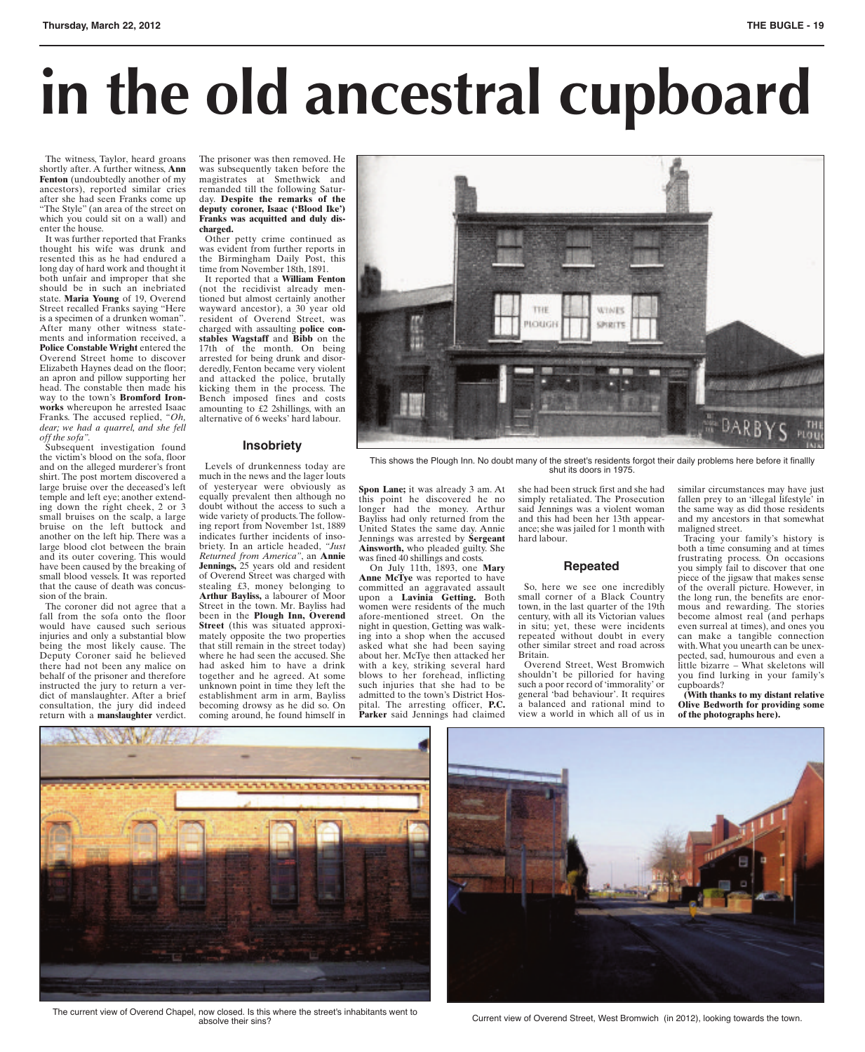# in the old ancestral cupboard

The witness, Taylor, heard groans shortly after. A further witness, **Ann Fenton** (undoubtedly another of my ancestors), reported similar cries after she had seen Franks come up "The Style" (an area of the street on which you could sit on a wall) and enter the house.

It was further reported that Franks thought his wife was drunk and resented this as he had endured a long day of hard work and thought it both unfair and improper that she should be in such an inebriated state. **Maria Young** of 19, Overend Street recalled Franks saying "Here is a specimen of a drunken woman". After many other witness statements and information received, a **Police Constable Wright** entered the Overend Street home to discover Elizabeth Haynes dead on the floor; an apron and pillow supporting her head. The constable then made his way to the town's **Bromford Ironworks** whereupon he arrested Isaac Franks. The accused replied, *"Oh, dear; we had a quarrel, and she fell off the sofa"*.

Subsequent investigation found the victim's blood on the sofa, floor and on the alleged murderer's front shirt. The post mortem discovered a large bruise over the deceased's left temple and left eye; another extending down the right cheek, 2 or 3 small bruises on the scalp, a large bruise on the left buttock and another on the left hip. There was a large blood clot between the brain and its outer covering. This would have been caused by the breaking of small blood vessels. It was reported that the cause of death was concussion of the brain.

The coroner did not agree that a fall from the sofa onto the floor would have caused such serious injuries and only a substantial blow being the most likely cause. The Deputy Coroner said he believed there had not been any malice on behalf of the prisoner and therefore instructed the jury to return a verdict of manslaughter. After a brief consultation, the jury did indeed return with a **manslaughter** verdict.

The prisoner was then removed. He was subsequently taken before the magistrates at Smethwick and remanded till the following Saturday. **Despite the remarks of the deputy coroner, Isaac ('Blood Ike') Franks was acquitted and duly discharged.**

Other petty crime continued as was evident from further reports in the Birmingham Daily Post, this time from November 18th, 1891.

It reported that a **William Fenton** (not the recidivist already mentioned but almost certainly another wayward ancestor), a 30 year old resident of Overend Street, was charged with assaulting **police constables Wagstaff** and **Bibb** on the 17th of the month. On being arrested for being drunk and disorderedly, Fenton became very violent and attacked the police, brutally kicking them in the process. The Bench imposed fines and costs amounting to £2 2shillings, with an alternative of 6 weeks' hard labour.

### Insobriety

Levels of drunkenness today are much in the news and the lager louts of yesteryear were obviously as equally prevalent then although no doubt without the access to such a wide variety of products. The following report from November 1st, 1889 indicates further incidents of insobriety. In an article headed, *"Just Returned from America"*, an **Annie Jennings,** 25 years old and resident of Overend Street was charged with stealing £3, money belonging to **Arthur Bayliss,** a labourer of Moor Street in the town. Mr. Bayliss had been in the **Plough Inn, Overend Street** (this was situated approximately opposite the two properties that still remain in the street today) where he had seen the accused. She had asked him to have a drink together and he agreed. At some unknown point in time they left the establishment arm in arm, Bayliss becoming drowsy as he did so. On coming around, he found himself in **Spon Lane;** it was already 3 am. At this point he discovered he no longer had the money. Arthur Bayliss had only returned from the United States the same day. Annie Jennings was arrested by **Sergeant Ainsworth,** who pleaded guilty. She was fined 40 shillings and costs.

On July 11th, 1893, one **Mary Anne McTye** was reported to have committed an aggravated assault upon a **Lavinia Getting.** Both women were residents of the much afore-mentioned street. On the night in question, Getting was walking into a shop when the accused asked what she had been saying about her. McTye then attacked her with a key, striking several hard blows to her forehead, inflicting such injuries that she had to be admitted to the town's District Hospital. The arresting officer, **P.C. Parker** said Jennings had claimed she had been struck first and she had simply retaliated. The Prosecution said Jennings was a violent woman and this had been her 13th appearance; she was jailed for 1 month with hard labour.

This shows the Plough Inn. No doubt many of the street's residents forgot their daily problems here before it finallly shut its doors in 1975.

### Repeated

So, here we see one incredibly small corner of a Black Country town, in the last quarter of the 19th century, with all its Victorian values in situ; yet, these were incidents repeated without doubt in every other similar street and road across Britain.

Overend Street, West Bromwich shouldn't be pilloried for having such a poor record of 'immorality' or general 'bad behaviour'. It requires a balanced and rational mind to view a world in which all of us in similar circumstances may have just fallen prey to an 'illegal lifestyle' in the same way as did those residents and my ancestors in that somewhat maligned street.

Tracing your family's history is both a time consuming and at times frustrating process. On occasions you simply fail to discover that one piece of the jigsaw that makes sense of the overall picture. However, in the long run, the benefits are enormous and rewarding. The stories become almost real (and perhaps even surreal at times), and ones you can make a tangible connection with. What you unearth can be unexpected, sad, humourous and even a little bizarre – What skeletons will you find lurking in your family's cupboards?

**(With thanks to my distant relative Olive Bedworth for providing some of the photographs here).**

The current view of Overend Chapel, now closed. Is this where the street's inhabitants went to absolve their sins?

Current view of Overend Street, West Bromwich (in 2012), looking towards the town.